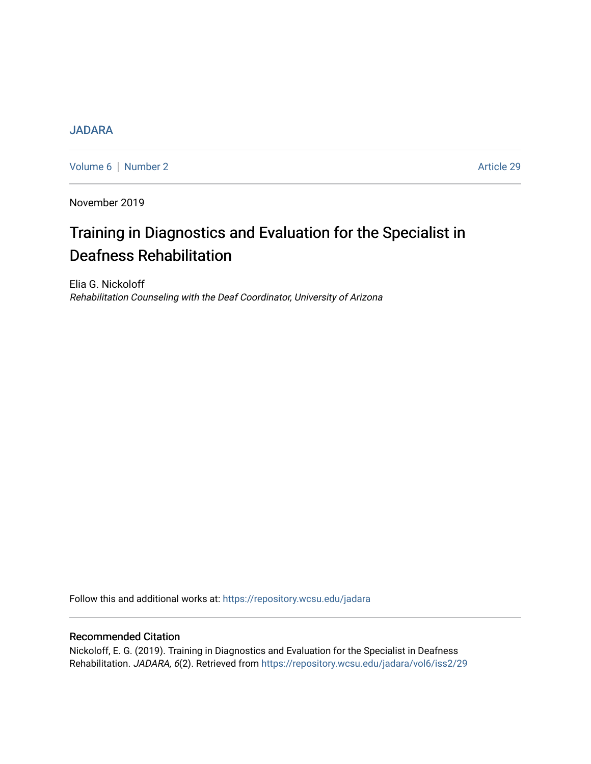JADARA

Volume 6 | Number 2 Article 29

November 2019

# Training in Diagnostics and Evaluation for the Specialist in Deafness Rehabilitation

Elia G. Nickoloff

*Rehabilitation Counseling with the Deaf Coordinator, University of Arizona*

Follow this and additional works at: https://repository.wcsu.edu/jadara

## Recommended Citation

Nickoloff, E. G. (2019). Training in Diagnostics and Evaluation for the Specialist in Deafness Rehabilitation. *JADARA, 6*(2). Retrieved from https://repository.wcsu.edu/jadara/vol6/iss2/29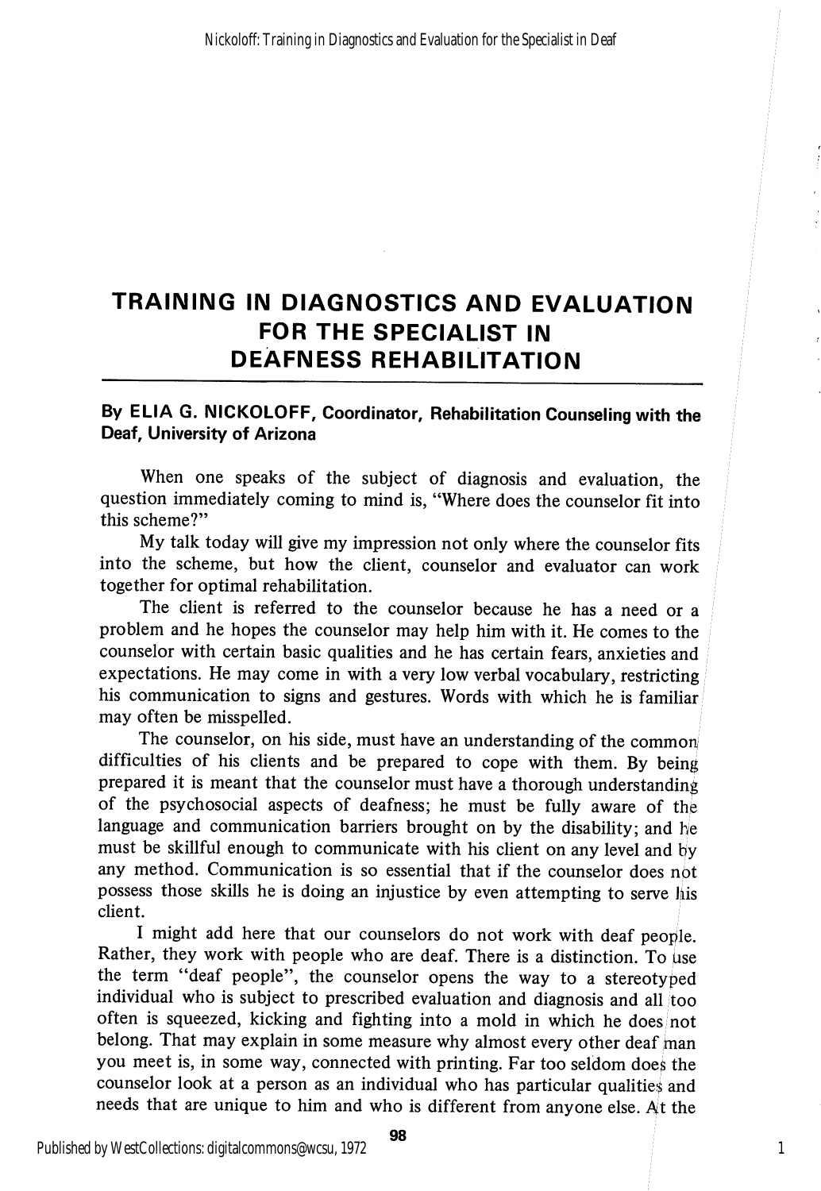# TRAINING IN DIAGNOSTICS AND EVALUATION FOR THE SPECIALIST IN DEAFNESS REHABILITATION

**By ELIA G. NICKOLOFF, Coordinator, Rehabilitation Counseling with the Deaf, University of Arizona**

When one speaks of the subject of diagnosis and evaluation, the question immediately coming to mind is, "Where does the counselor fit into this scheme?"

My talk today will give my impression not only where the counselor fits into the scheme, but how the client, counselor and evaluator can work together for optimal rehabilitation.

The client is referred to the counselor because he has a need or a problem and he hopes the counselor may help him with it. He comes to the counselor with certain basic qualities and he has certain fears, anxieties and expectations. He may come in with a very low verbal vocabulary, restricting his communication to signs and gestures. Words with which he is familiar may often be misspelled.

The counselor, on his side, must have an understanding of the common difficulties of his clients and be prepared to cope with them. By being prepared it is meant that the counselor must have a thorough understanding of the psychosocial aspects of deafness; he must be fully aware of the language and communication barriers brought on by the disability; and he must be skillful enough to communicate with his client on any level and by any method. Communication is so essential that if the counselor does not possess those skills he is doing an injustice by even attempting to serve his client.

I might add here that our counselors do not work with deaf people. Rather, they work with people who are deaf. There is a distinction. To use the term "deaf people", the counselor opens the way to a stereotyped individual who is subject to prescribed evaluation and diagnosis and all too often is squeezed, kicking and fighting into a mold in which he does not belong. That may explain in some measure why almost every other deaf man you meet is, in some way, connected with printing. Far too seldom does the counselor look at a person as an individual who has particular qualities and needs that are unique to him and who is different from anyone else. At the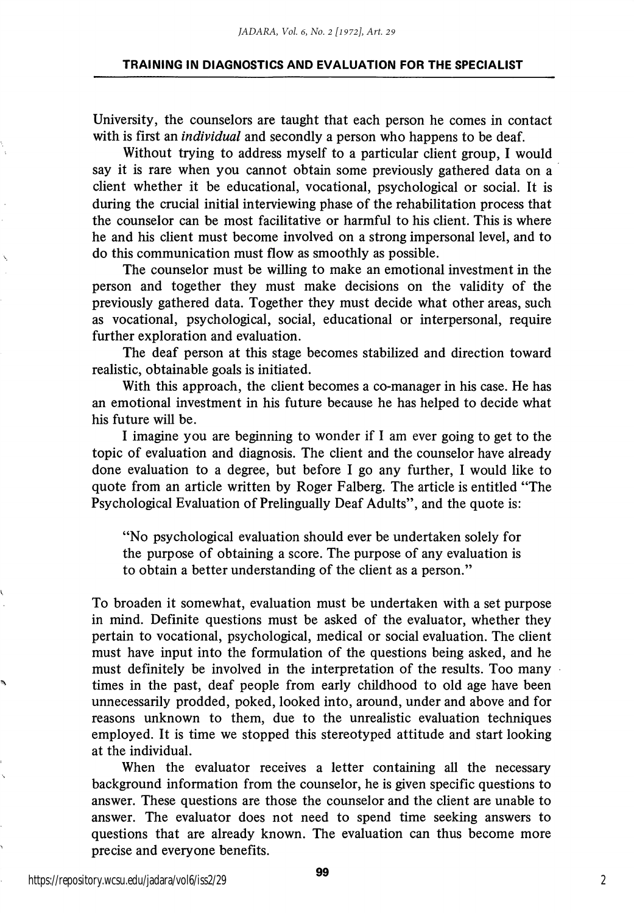University, the counselors are taught that each person he comes in contact with is first an *individual* and secondly a person who happens to be deaf.

Without trying to address myself to a particular client group, I would say it is rare when you cannot obtain some previously gathered data on a client whether it be educational, vocational, psychological or social. It is during the crucial initial interviewing phase of the rehabilitation process that the counselor can be most facilitative or harmful to his client. This is where he and his client must become involved on a strong impersonal level, and to do this communication must flow as smoothly as possible.

The counselor must be willing to make an emotional investment in the person and together they must make decisions on the validity of the previously gathered data. Together they must decide what other areas, such as vocational, psychological, social, educational or interpersonal, require further exploration and evaluation.

The deaf person at this stage becomes stabilized and direction toward realistic, obtainable goals is initiated.

With this approach, the client becomes a co-manager in his case. He has an emotional investment in his future because he has helped to decide what his future will be.

I imagine you are beginning to wonder if I am ever going to get to the topic of evaluation and diagnosis. The client and the counselor have already done evaluation to a degree, but before I go any further, I would like to quote from an article written by Roger Falberg. The article is entitled "The Psychological Evaluation of Prelingually Deaf Adults", and the quote is:

> "No psychological evaluation should ever be undertaken solely for the purpose of obtaining a score. The purpose of any evaluation is to obtain a better understanding of the client as a person."

To broaden it somewhat, evaluation must be undertaken with a set purpose in mind. Definite questions must be asked of the evaluator, whether they pertain to vocational, psychological, medical or social evaluation. The client must have input into the formulation of the questions being asked, and he must definitely be involved in the interpretation of the results. Too many times in the past, deaf people from early childhood to old age have been unnecessarily prodded, poked, looked into, around, under and above and for reasons unknown to them, due to the unrealistic evaluation techniques employed. It is time we stopped this stereotyped attitude and start looking at the individual.

When the evaluator receives a letter containing all the necessary background information from the counselor, he is given specific questions to answer. These questions are those the counselor and the client are unable to answer. The evaluator does not need to spend time seeking answers to questions that are already known. The evaluation can thus become more precise and everyone benefits.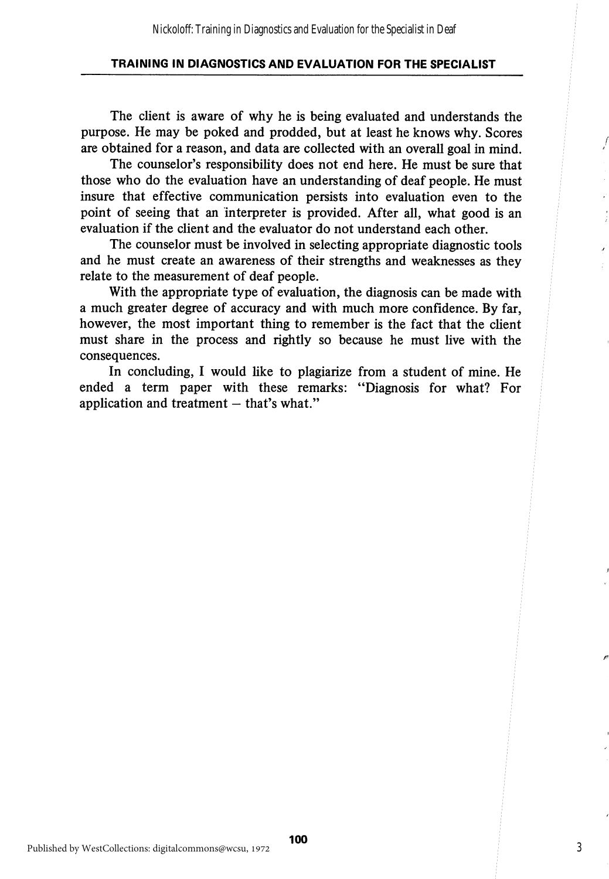The client is aware of why he is being evaluated and understands the purpose. He may be poked and prodded, but at least he knows why. Scores are obtained for a reason, and data are collected with an overall goal in mind.

The counselor's responsibility does not end here. He must be sure that those who do the evaluation have an understanding of deaf people. He must insure that effective communication persists into evaluation even to the point of seeing that an interpreter is provided. After all, what good is an evaluation if the client and the evaluator do not understand each other.

The counselor must be involved in selecting appropriate diagnostic tools and he must create an awareness of their strengths and weaknesses as they relate to the measurement of deaf people.

With the appropriate type of evaluation, the diagnosis can be made with a much greater degree of accuracy and with much more confidence. By far, however, the most important thing to remember is the fact that the client must share in the process and rightly so because he must live with the consequences.

In concluding, I would like to plagiarize from a student of mine. He ended a term paper with these remarks: "Diagnosis for what? For application and treatment – that's what."